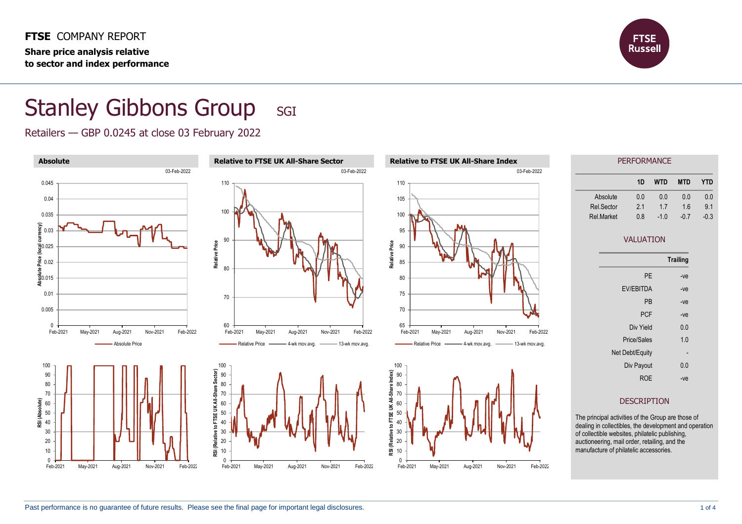**FTSE** COMPANY REPORT

**Share price analysis relative to sector and index performance**

# Stanley Gibbons Group SGI

Retailers — GBP 0.0245 at close 03 February 2022

## PERFORMANCE

| | 1D | WTD | MTD | YTD |
|---|---|---|---|---|
| Absolute | 0.0 | 0.0 | 0.0 | 0.0 |
| Rel.Sector | 2.1 | 1.7 | 1.6 | 9.1 |
| Rel.Market | 0.8 | -1.0 | -0.7 | -0.3 |

## VALUATION

| | Trailing |
|---|---|
| PE | -ve |
| EV/EBITDA | -ve |
| PB | -ve |
| PCF | -ve |
| Div Yield | 0.0 |
| Price/Sales | 1.0 |
| Net Debt/Equity | - |
| Div Payout | 0.0 |
| ROE | -ve |

## DESCRIPTION

The principal activities of the Group are those of dealing in collectibles, the development and operation of collectible websites, philatelic publishing, auctioneering, mail order, retailing, and the manufacture of philatelic accessories.

Past performance is no guarantee of future results. Please see the final page for important legal disclosures.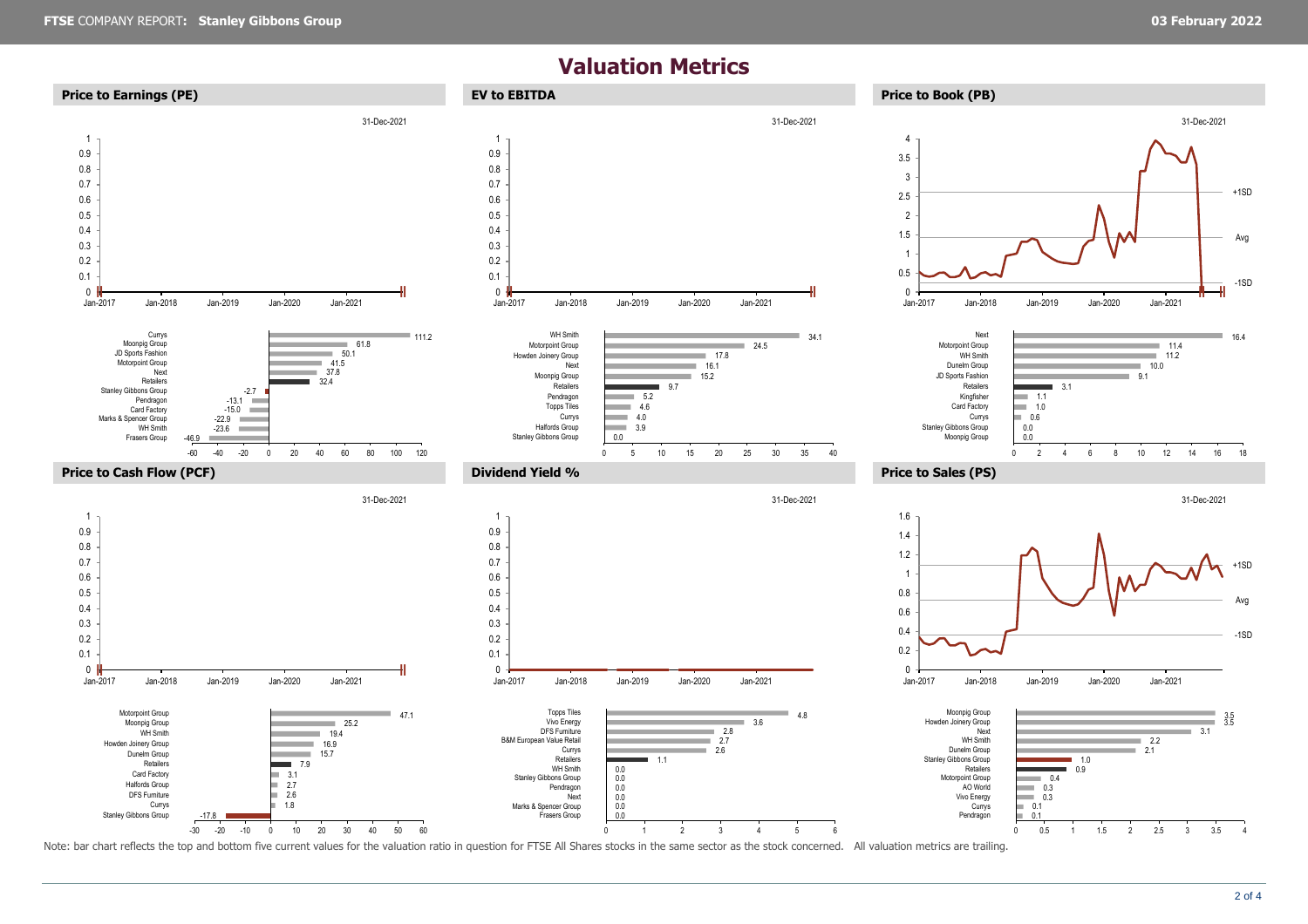# Valuation Metrics

## Price to Earnings (PE)

31-Dec-2021

| Company | PE |
|---|---|
| Currys | 111.2 |
| Moonpig Group | 61.8 |
| JD Sports Fashion | 50.1 |
| Motorpoint Group | 41.5 |
| Next | 37.8 |
| Retailers | 32.4 |
| Stanley Gibbons Group | -2.7 |
| Pendragon | -13.1 |
| Card Factory | -15.0 |
| Marks & Spencer Group | -22.9 |
| WH Smith | -23.6 |
| Frasers Group | -46.9 |

## EV to EBITDA

31-Dec-2021

| Company | EV to EBITDA |
|---|---|
| WH Smith | 34.1 |
| Motorpoint Group | 24.5 |
| Howden Joinery Group | 17.8 |
| Next | 16.1 |
| Moonpig Group | 15.2 |
| Retailers | 9.7 |
| Pendragon | 5.2 |
| Topps Tiles | 4.6 |
| Currys | 4.0 |
| Halfords Group | 3.9 |
| Stanley Gibbons Group | 0.0 |

## Price to Book (PB)

31-Dec-2021

| Company | PB |
|---|---|
| Next | 16.4 |
| Motorpoint Group | 11.4 |
| WH Smith | 11.2 |
| Dunelm Group | 10.0 |
| JD Sports Fashion | 9.1 |
| Retailers | 3.1 |
| Kingfisher | 1.1 |
| Card Factory | 1.0 |
| Currys | 0.6 |
| Stanley Gibbons Group | 0.0 |
| Moonpig Group | 0.0 |

## Price to Cash Flow (PCF)

31-Dec-2021

| Company | PCF |
|---|---|
| Motorpoint Group | 47.1 |
| Moonpig Group | 25.2 |
| WH Smith | 19.4 |
| Howden Joinery Group | 16.9 |
| Dunelm Group | 15.7 |
| Retailers | 7.9 |
| Card Factory | 3.1 |
| Halfords Group | 2.7 |
| DFS Furniture | 2.6 |
| Currys | 1.8 |
| Stanley Gibbons Group | -17.8 |

## Dividend Yield %

31-Dec-2021

| Company | Dividend Yield % |
|---|---|
| Topps Tiles | 4.8 |
| Vivo Energy | 3.6 |
| DFS Furniture | 2.8 |
| B&M European Value Retail | 2.7 |
| Currys | 2.6 |
| Retailers | 1.1 |
| WH Smith | 0.0 |
| Stanley Gibbons Group | 0.0 |
| Pendragon | 0.0 |
| Next | 0.0 |
| Marks & Spencer Group | 0.0 |
| Frasers Group | 0.0 |

## Price to Sales (PS)

31-Dec-2021

| Company | PS |
|---|---|
| Moonpig Group | 3.5 |
| Howden Joinery Group | 3.5 |
| Next | 3.1 |
| WH Smith | 2.2 |
| Dunelm Group | 2.1 |
| Stanley Gibbons Group | 1.0 |
| Retailers | 0.9 |
| Motorpoint Group | 0.4 |
| AO World | 0.3 |
| Vivo Energy | 0.3 |
| Currys | 0.1 |
| Pendragon | 0.1 |

Note: bar chart reflects the top and bottom five current values for the valuation ratio in question for FTSE All Shares stocks in the same sector as the stock concerned. All valuation metrics are trailing.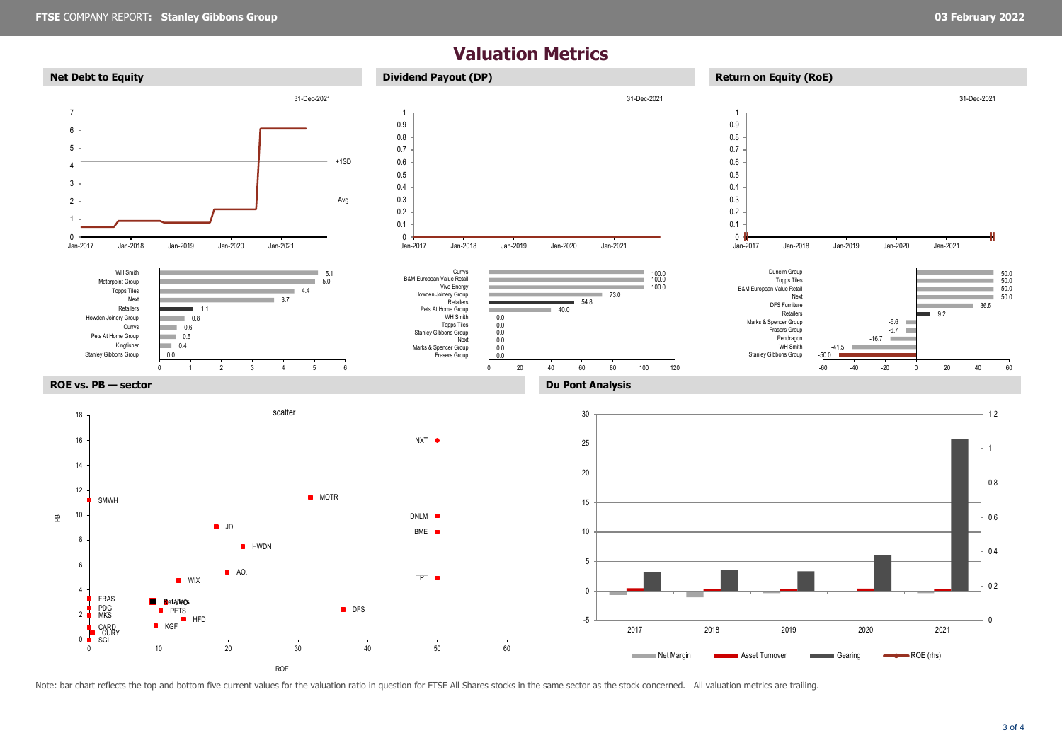# Valuation Metrics

## Net Debt to Equity

31-Dec-2021

| Company | Value |
|---|---|
| WH Smith | 5.1 |
| Motorpoint Group | 5.0 |
| Topps Tiles | 4.4 |
| Next | 3.7 |
| Retailers | 1.1 |
| Howden Joinery Group | 0.8 |
| Currys | 0.6 |
| Pets At Home Group | 0.5 |
| Kingfisher | 0.4 |
| Stanley Gibbons Group | 0.0 |

## Dividend Payout (DP)

31-Dec-2021

| Company | Value |
|---|---|
| Currys | 100.0 |
| B&M European Value Retail | 100.0 |
| Vivo Energy | 100.0 |
| Howden Joinery Group | 73.0 |
| Retailers | 54.8 |
| Pets At Home Group | 40.0 |
| WH Smith | 0.0 |
| Topps Tiles | 0.0 |
| Stanley Gibbons Group | 0.0 |
| Next | 0.0 |
| Marks & Spencer Group | 0.0 |
| Frasers Group | 0.0 |

## Return on Equity (RoE)

31-Dec-2021

| Company | Value |
|---|---|
| Dunelm Group | 50.0 |
| Topps Tiles | 50.0 |
| B&M European Value Retail | 50.0 |
| Next | 50.0 |
| DFS Furniture | 36.5 |
| Retailers | 9.2 |
| Marks & Spencer Group | -6.6 |
| Frasers Group | -6.7 |
| Pendragon | -16.7 |
| WH Smith | -41.5 |
| Stanley Gibbons Group | -50.0 |

## ROE vs. PB — sector

## Du Pont Analysis

Note: bar chart reflects the top and bottom five current values for the valuation ratio in question for FTSE All Shares stocks in the same sector as the stock concerned. All valuation metrics are trailing.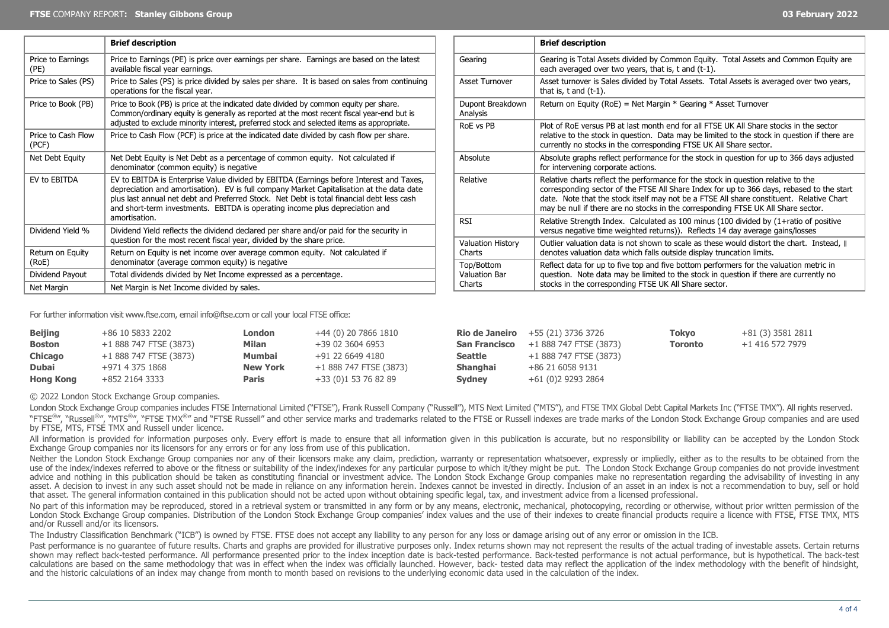| | Brief description |
|---|---|
| Price to Earnings (PE) | Price to Earnings (PE) is price over earnings per share. Earnings are based on the latest available fiscal year earnings. |
| Price to Sales (PS) | Price to Sales (PS) is price divided by sales per share. It is based on sales from continuing operations for the fiscal year. |
| Price to Book (PB) | Price to Book (PB) is price at the indicated date divided by common equity per share. Common/ordinary equity is generally as reported at the most recent fiscal year-end but is adjusted to exclude minority interest, preferred stock and selected items as appropriate. |
| Price to Cash Flow (PCF) | Price to Cash Flow (PCF) is price at the indicated date divided by cash flow per share. |
| Net Debt Equity | Net Debt Equity is Net Debt as a percentage of common equity. Not calculated if denominator (common equity) is negative |
| EV to EBITDA | EV to EBITDA is Enterprise Value divided by EBITDA (Earnings before Interest and Taxes, depreciation and amortisation). EV is full company Market Capitalisation at the data date plus last annual net debt and Preferred Stock. Net Debt is total financial debt less cash and short-term investments. EBITDA is operating income plus depreciation and amortisation. |
| Dividend Yield % | Dividend Yield reflects the dividend declared per share and/or paid for the security in question for the most recent fiscal year, divided by the share price. |
| Return on Equity (RoE) | Return on Equity is net income over average common equity. Not calculated if denominator (average common equity) is negative |
| Dividend Payout | Total dividends divided by Net Income expressed as a percentage. |
| Net Margin | Net Margin is Net Income divided by sales. |

| | Brief description |
|---|---|
| Gearing | Gearing is Total Assets divided by Common Equity. Total Assets and Common Equity are each averaged over two years, that is, t and (t-1). |
| Asset Turnover | Asset turnover is Sales divided by Total Assets. Total Assets is averaged over two years, that is, t and (t-1). |
| Dupont Breakdown Analysis | Return on Equity (RoE) = Net Margin * Gearing * Asset Turnover |
| RoE vs PB | Plot of RoE versus PB at last month end for all FTSE UK All Share stocks in the sector relative to the stock in question. Data may be limited to the stock in question if there are currently no stocks in the corresponding FTSE UK All Share sector. |
| Absolute | Absolute graphs reflect performance for the stock in question for up to 366 days adjusted for intervening corporate actions. |
| Relative | Relative charts reflect the performance for the stock in question relative to the corresponding sector of the FTSE All Share Index for up to 366 days, rebased to the start date. Note that the stock itself may not be a FTSE All share constituent. Relative Chart may be null if there are no stocks in the corresponding FTSE UK All Share sector. |
| RSI | Relative Strength Index. Calculated as 100 minus (100 divided by (1+ratio of positive versus negative time weighted returns)). Reflects 14 day average gains/losses |
| Valuation History Charts | Outlier valuation data is not shown to scale as these would distort the chart. Instead, ‖ denotes valuation data which falls outside display truncation limits. |
| Top/Bottom Valuation Bar Charts | Reflect data for up to five top and five bottom performers for the valuation metric in question. Note data may be limited to the stock in question if there are currently no stocks in the corresponding FTSE UK All Share sector. |

For further information visit www.ftse.com, email info@ftse.com or call your local FTSE office:

| | | | | | | | |
|---|---|---|---|---|---|---|---|
| **Beijing** | +86 10 5833 2202 | **London** | +44 (0) 20 7866 1810 | **Rio de Janeiro** | +55 (21) 3736 3726 | **Tokyo** | +81 (3) 3581 2811 |
| **Boston** | +1 888 747 FTSE (3873) | **Milan** | +39 02 3604 6953 | **San Francisco** | +1 888 747 FTSE (3873) | **Toronto** | +1 416 572 7979 |
| **Chicago** | +1 888 747 FTSE (3873) | **Mumbai** | +91 22 6649 4180 | **Seattle** | +1 888 747 FTSE (3873) | | |
| **Dubai** | +971 4 375 1868 | **New York** | +1 888 747 FTSE (3873) | **Shanghai** | +86 21 6058 9131 | | |
| **Hong Kong** | +852 2164 3333 | **Paris** | +33 (0)1 53 76 82 89 | **Sydney** | +61 (0)2 9293 2864 | | |

© 2022 London Stock Exchange Group companies.

London Stock Exchange Group companies includes FTSE International Limited ("FTSE"), Frank Russell Company ("Russell"), MTS Next Limited ("MTS"), and FTSE TMX Global Debt Capital Markets Inc ("FTSE TMX"). All rights reserved. "FTSE®", "Russell®", "MTS®", "FTSE TMX®" and "FTSE Russell" and other service marks and trademarks related to the FTSE or Russell indexes are trade marks of the London Stock Exchange Group companies and are used by FTSE, MTS, FTSE TMX and Russell under licence.

All information is provided for information purposes only. Every effort is made to ensure that all information given in this publication is accurate, but no responsibility or liability can be accepted by the London Stock Exchange Group companies nor its licensors for any errors or for any loss from use of this publication.

Neither the London Stock Exchange Group companies nor any of their licensors make any claim, prediction, warranty or representation whatsoever, expressly or impliedly, either as to the results to be obtained from the use of the index/indexes referred to above or the fitness or suitability of the index/indexes for any particular purpose to which it/they might be put. The London Stock Exchange Group companies do not provide investment advice and nothing in this publication should be taken as constituting financial or investment advice. The London Stock Exchange Group companies make no representation regarding the advisability of investing in any asset. A decision to invest in any such asset should not be made in reliance on any information herein. Indexes cannot be invested in directly. Inclusion of an asset in an index is not a recommendation to buy, sell or hold that asset. The general information contained in this publication should not be acted upon without obtaining specific legal, tax, and investment advice from a licensed professional.

No part of this information may be reproduced, stored in a retrieval system or transmitted in any form or by any means, electronic, mechanical, photocopying, recording or otherwise, without prior written permission of the London Stock Exchange Group companies. Distribution of the London Stock Exchange Group companies' index values and the use of their indexes to create financial products require a licence with FTSE, FTSE TMX, MTS and/or Russell and/or its licensors.

The Industry Classification Benchmark ("ICB") is owned by FTSE. FTSE does not accept any liability to any person for any loss or damage arising out of any error or omission in the ICB.

Past performance is no guarantee of future results. Charts and graphs are provided for illustrative purposes only. Index returns shown may not represent the results of the actual trading of investable assets. Certain returns shown may reflect back-tested performance. All performance presented prior to the index inception date is back-tested performance. Back-tested performance is not actual performance, but is hypothetical. The back-test calculations are based on the same methodology that was in effect when the index was officially launched. However, back- tested data may reflect the application of the index methodology with the benefit of hindsight, and the historic calculations of an index may change from month to month based on revisions to the underlying economic data used in the calculation of the index.